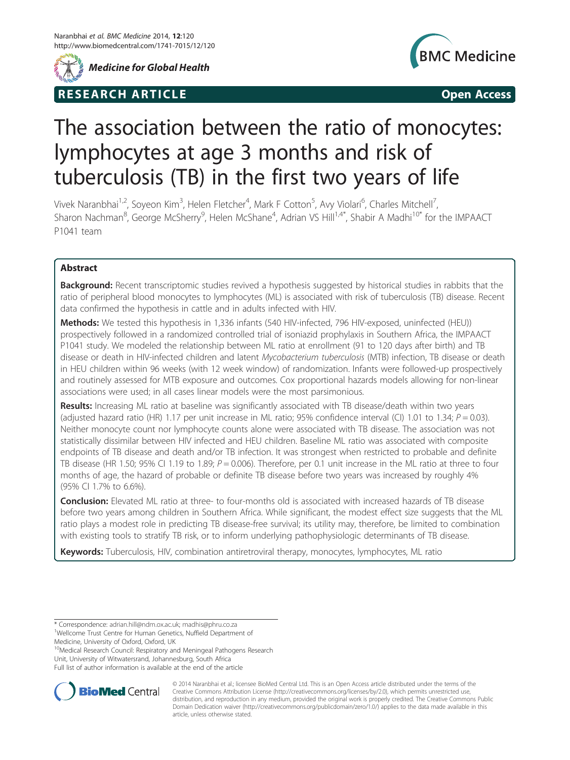Medicine for Global Health

RESEARCH ARTICLE

Open Access

# The association between the ratio of monocytes: lymphocytes at age 3 months and risk of tuberculosis (TB) in the first two years of life

Vivek Naranbhai[1,2], Soyeon Kim[3], Helen Fletcher[4], Mark F Cotton[5], Avy Violari[6], Charles Mitchell[7], Sharon Nachman[8], George McSherry[9], Helen McShane[4], Adrian VS Hill[1,4*], Shabir A Madhi[10*] for the IMPAACT P1041 team

## Abstract

**Background:** Recent transcriptomic studies revived a hypothesis suggested by historical studies in rabbits that the ratio of peripheral blood monocytes to lymphocytes (ML) is associated with risk of tuberculosis (TB) disease. Recent data confirmed the hypothesis in cattle and in adults infected with HIV.

**Methods:** We tested this hypothesis in 1,336 infants (540 HIV-infected, 796 HIV-exposed, uninfected (HEU)) prospectively followed in a randomized controlled trial of isoniazid prophylaxis in Southern Africa, the IMPAACT P1041 study. We modeled the relationship between ML ratio at enrollment (91 to 120 days after birth) and TB disease or death in HIV-infected children and latent *Mycobacterium tuberculosis* (MTB) infection, TB disease or death in HEU children within 96 weeks (with 12 week window) of randomization. Infants were followed-up prospectively and routinely assessed for MTB exposure and outcomes. Cox proportional hazards models allowing for non-linear associations were used; in all cases linear models were the most parsimonious.

**Results:** Increasing ML ratio at baseline was significantly associated with TB disease/death within two years (adjusted hazard ratio (HR) 1.17 per unit increase in ML ratio; 95% confidence interval (CI) 1.01 to 1.34; $P = 0.03$). Neither monocyte count nor lymphocyte counts alone were associated with TB disease. The association was not statistically dissimilar between HIV infected and HEU children. Baseline ML ratio was associated with composite endpoints of TB disease and death and/or TB infection. It was strongest when restricted to probable and definite TB disease (HR 1.50; 95% CI 1.19 to 1.89; $P = 0.006$). Therefore, per 0.1 unit increase in the ML ratio at three to four months of age, the hazard of probable or definite TB disease before two years was increased by roughly 4% (95% CI 1.7% to 6.6%).

**Conclusion:** Elevated ML ratio at three- to four-months old is associated with increased hazards of TB disease before two years among children in Southern Africa. While significant, the modest effect size suggests that the ML ratio plays a modest role in predicting TB disease-free survival; its utility may, therefore, be limited to combination with existing tools to stratify TB risk, or to inform underlying pathophysiologic determinants of TB disease.

**Keywords:** Tuberculosis, HIV, combination antiretroviral therapy, monocytes, lymphocytes, ML ratio

\* Correspondence: adrian.hill@ndm.ox.ac.uk; madhis@phru.co.za
[1]Wellcome Trust Centre for Human Genetics, Nuffield Department of Medicine, University of Oxford, Oxford, UK
[10]Medical Research Council: Respiratory and Meningeal Pathogens Research Unit, University of Witwatersrand, Johannesburg, South Africa
Full list of author information is available at the end of the article

© 2014 Naranbhai et al.; licensee BioMed Central Ltd. This is an Open Access article distributed under the terms of the Creative Commons Attribution License (http://creativecommons.org/licenses/by/2.0), which permits unrestricted use, distribution, and reproduction in any medium, provided the original work is properly credited. The Creative Commons Public Domain Dedication waiver (http://creativecommons.org/publicdomain/zero/1.0/) applies to the data made available in this article, unless otherwise stated.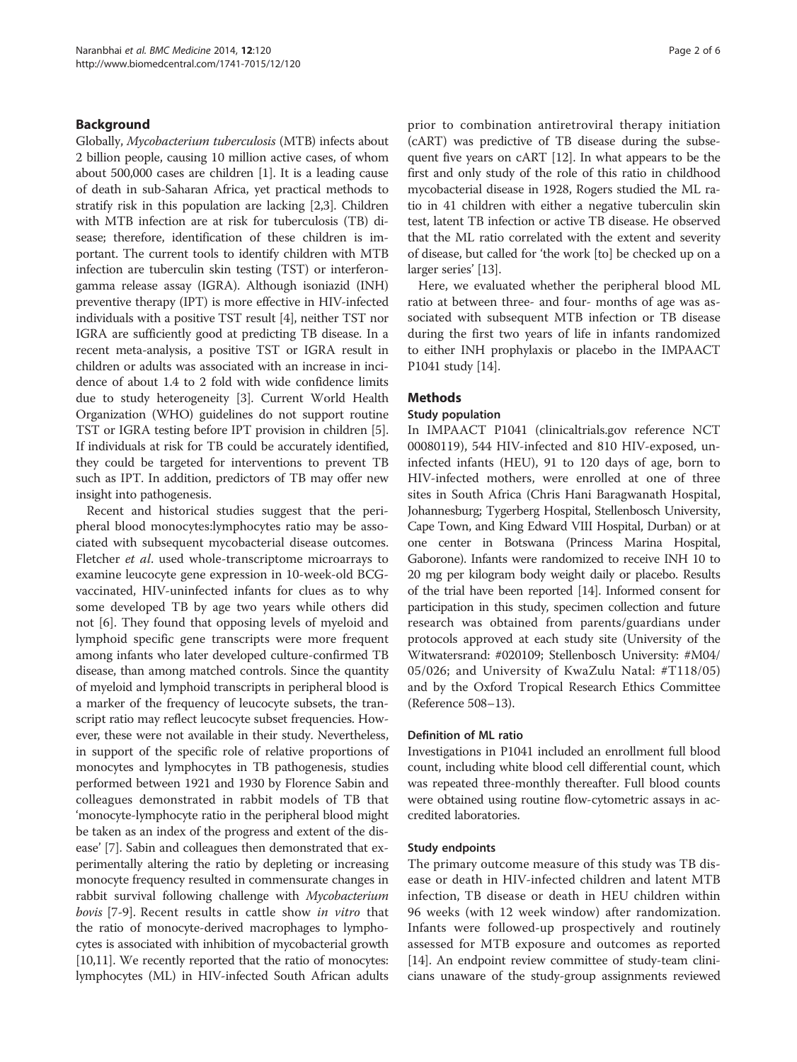## Background

Globally, *Mycobacterium tuberculosis* (MTB) infects about 2 billion people, causing 10 million active cases, of whom about 500,000 cases are children [1]. It is a leading cause of death in sub-Saharan Africa, yet practical methods to stratify risk in this population are lacking [2,3]. Children with MTB infection are at risk for tuberculosis (TB) disease; therefore, identification of these children is important. The current tools to identify children with MTB infection are tuberculin skin testing (TST) or interferon-gamma release assay (IGRA). Although isoniazid (INH) preventive therapy (IPT) is more effective in HIV-infected individuals with a positive TST result [4], neither TST nor IGRA are sufficiently good at predicting TB disease. In a recent meta-analysis, a positive TST or IGRA result in children or adults was associated with an increase in incidence of about 1.4 to 2 fold with wide confidence limits due to study heterogeneity [3]. Current World Health Organization (WHO) guidelines do not support routine TST or IGRA testing before IPT provision in children [5]. If individuals at risk for TB could be accurately identified, they could be targeted for interventions to prevent TB such as IPT. In addition, predictors of TB may offer new insight into pathogenesis.

Recent and historical studies suggest that the peripheral blood monocytes:lymphocytes ratio may be associated with subsequent mycobacterial disease outcomes. Fletcher *et al.* used whole-transcriptome microarrays to examine leucocyte gene expression in 10-week-old BCG-vaccinated, HIV-uninfected infants for clues as to why some developed TB by age two years while others did not [6]. They found that opposing levels of myeloid and lymphoid specific gene transcripts were more frequent among infants who later developed culture-confirmed TB disease, than among matched controls. Since the quantity of myeloid and lymphoid transcripts in peripheral blood is a marker of the frequency of leucocyte subsets, the transcript ratio may reflect leucocyte subset frequencies. However, these were not available in their study. Nevertheless, in support of the specific role of relative proportions of monocytes and lymphocytes in TB pathogenesis, studies performed between 1921 and 1930 by Florence Sabin and colleagues demonstrated in rabbit models of TB that 'monocyte-lymphocyte ratio in the peripheral blood might be taken as an index of the progress and extent of the disease' [7]. Sabin and colleagues then demonstrated that experimentally altering the ratio by depleting or increasing monocyte frequency resulted in commensurate changes in rabbit survival following challenge with *Mycobacterium bovis* [7-9]. Recent results in cattle show *in vitro* that the ratio of monocyte-derived macrophages to lymphocytes is associated with inhibition of mycobacterial growth [10,11]. We recently reported that the ratio of monocytes: lymphocytes (ML) in HIV-infected South African adults prior to combination antiretroviral therapy initiation (cART) was predictive of TB disease during the subsequent five years on cART [12]. In what appears to be the first and only study of the role of this ratio in childhood mycobacterial disease in 1928, Rogers studied the ML ratio in 41 children with either a negative tuberculin skin test, latent TB infection or active TB disease. He observed that the ML ratio correlated with the extent and severity of disease, but called for 'the work [to] be checked up on a larger series' [13].

Here, we evaluated whether the peripheral blood ML ratio at between three- and four- months of age was associated with subsequent MTB infection or TB disease during the first two years of life in infants randomized to either INH prophylaxis or placebo in the IMPAACT P1041 study [14].

## Methods

### Study population

In IMPAACT P1041 (clinicaltrials.gov reference NCT 00080119), 544 HIV-infected and 810 HIV-exposed, uninfected infants (HEU), 91 to 120 days of age, born to HIV-infected mothers, were enrolled at one of three sites in South Africa (Chris Hani Baragwanath Hospital, Johannesburg; Tygerberg Hospital, Stellenbosch University, Cape Town, and King Edward VIII Hospital, Durban) or at one center in Botswana (Princess Marina Hospital, Gaborone). Infants were randomized to receive INH 10 to 20 mg per kilogram body weight daily or placebo. Results of the trial have been reported [14]. Informed consent for participation in this study, specimen collection and future research was obtained from parents/guardians under protocols approved at each study site (University of the Witwatersrand: #020109; Stellenbosch University: #M04/05/026; and University of KwaZulu Natal: #T118/05) and by the Oxford Tropical Research Ethics Committee (Reference 508–13).

### Definition of ML ratio

Investigations in P1041 included an enrollment full blood count, including white blood cell differential count, which was repeated three-monthly thereafter. Full blood counts were obtained using routine flow-cytometric assays in accredited laboratories.

### Study endpoints

The primary outcome measure of this study was TB disease or death in HIV-infected children and latent MTB infection, TB disease or death in HEU children within 96 weeks (with 12 week window) after randomization. Infants were followed-up prospectively and routinely assessed for MTB exposure and outcomes as reported [14]. An endpoint review committee of study-team clinicians unaware of the study-group assignments reviewed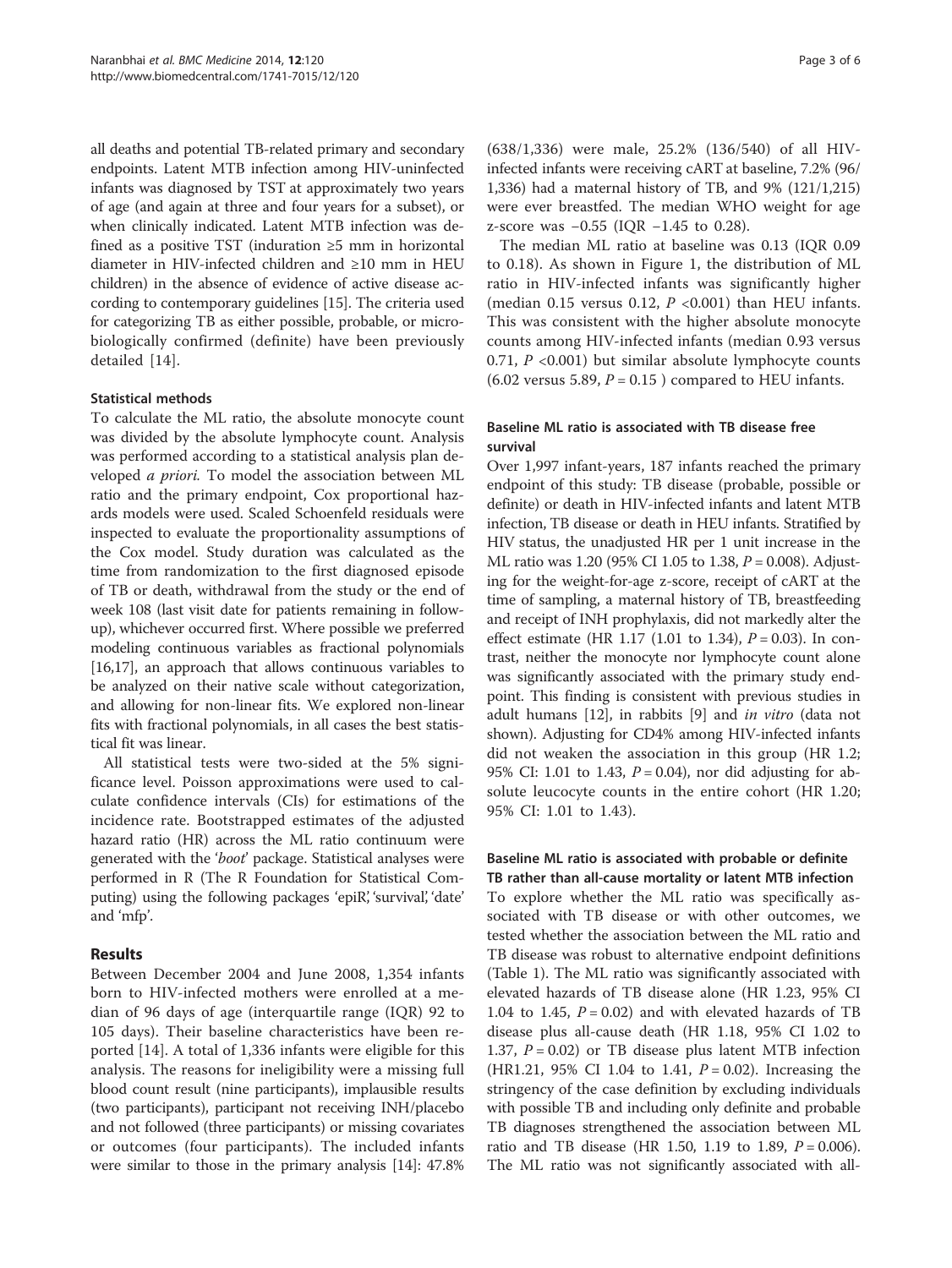all deaths and potential TB-related primary and secondary endpoints. Latent MTB infection among HIV-uninfected infants was diagnosed by TST at approximately two years of age (and again at three and four years for a subset), or when clinically indicated. Latent MTB infection was defined as a positive TST (induration ≥5 mm in horizontal diameter in HIV-infected children and ≥10 mm in HEU children) in the absence of evidence of active disease according to contemporary guidelines [15]. The criteria used for categorizing TB as either possible, probable, or microbiologically confirmed (definite) have been previously detailed [14].

### Statistical methods

To calculate the ML ratio, the absolute monocyte count was divided by the absolute lymphocyte count. Analysis was performed according to a statistical analysis plan developed *a priori*. To model the association between ML ratio and the primary endpoint, Cox proportional hazards models were used. Scaled Schoenfeld residuals were inspected to evaluate the proportionality assumptions of the Cox model. Study duration was calculated as the time from randomization to the first diagnosed episode of TB or death, withdrawal from the study or the end of week 108 (last visit date for patients remaining in follow-up), whichever occurred first. Where possible we preferred modeling continuous variables as fractional polynomials [16,17], an approach that allows continuous variables to be analyzed on their native scale without categorization, and allowing for non-linear fits. We explored non-linear fits with fractional polynomials, in all cases the best statistical fit was linear.

All statistical tests were two-sided at the 5% significance level. Poisson approximations were used to calculate confidence intervals (CIs) for estimations of the incidence rate. Bootstrapped estimates of the adjusted hazard ratio (HR) across the ML ratio continuum were generated with the '*boot*' package. Statistical analyses were performed in R (The R Foundation for Statistical Computing) using the following packages 'epiR', 'survival', 'date' and 'mfp'.

## Results

Between December 2004 and June 2008, 1,354 infants born to HIV-infected mothers were enrolled at a median of 96 days of age (interquartile range (IQR) 92 to 105 days). Their baseline characteristics have been reported [14]. A total of 1,336 infants were eligible for this analysis. The reasons for ineligibility were a missing full blood count result (nine participants), implausible results (two participants), participant not receiving INH/placebo and not followed (three participants) or missing covariates or outcomes (four participants). The included infants were similar to those in the primary analysis [14]: 47.8% (638/1,336) were male, 25.2% (136/540) of all HIV-infected infants were receiving cART at baseline, 7.2% (96/1,336) had a maternal history of TB, and 9% (121/1,215) were ever breastfed. The median WHO weight for age z-score was −0.55 (IQR −1.45 to 0.28).

The median ML ratio at baseline was 0.13 (IQR 0.09 to 0.18). As shown in Figure 1, the distribution of ML ratio in HIV-infected infants was significantly higher (median 0.15 versus 0.12, $P$ <0.001) than HEU infants. This was consistent with the higher absolute monocyte counts among HIV-infected infants (median 0.93 versus 0.71, $P$ <0.001) but similar absolute lymphocyte counts (6.02 versus 5.89, $P = 0.15$ ) compared to HEU infants.

### Baseline ML ratio is associated with TB disease free survival

Over 1,997 infant-years, 187 infants reached the primary endpoint of this study: TB disease (probable, possible or definite) or death in HIV-infected infants and latent MTB infection, TB disease or death in HEU infants. Stratified by HIV status, the unadjusted HR per 1 unit increase in the ML ratio was 1.20 (95% CI 1.05 to 1.38, $P = 0.008$). Adjusting for the weight-for-age z-score, receipt of cART at the time of sampling, a maternal history of TB, breastfeeding and receipt of INH prophylaxis, did not markedly alter the effect estimate (HR 1.17 (1.01 to 1.34), $P = 0.03$). In contrast, neither the monocyte nor lymphocyte count alone was significantly associated with the primary study endpoint. This finding is consistent with previous studies in adult humans [12], in rabbits [9] and *in vitro* (data not shown). Adjusting for CD4% among HIV-infected infants did not weaken the association in this group (HR 1.2; 95% CI: 1.01 to 1.43, $P = 0.04$), nor did adjusting for absolute leucocyte counts in the entire cohort (HR 1.20; 95% CI: 1.01 to 1.43).

### Baseline ML ratio is associated with probable or definite TB rather than all-cause mortality or latent MTB infection

To explore whether the ML ratio was specifically associated with TB disease or with other outcomes, we tested whether the association between the ML ratio and TB disease was robust to alternative endpoint definitions (Table 1). The ML ratio was significantly associated with elevated hazards of TB disease alone (HR 1.23, 95% CI 1.04 to 1.45, $P = 0.02$) and with elevated hazards of TB disease plus all-cause death (HR 1.18, 95% CI 1.02 to 1.37, $P = 0.02$) or TB disease plus latent MTB infection (HR1.21, 95% CI 1.04 to 1.41, $P = 0.02$). Increasing the stringency of the case definition by excluding individuals with possible TB and including only definite and probable TB diagnoses strengthened the association between ML ratio and TB disease (HR 1.50, 1.19 to 1.89, $P = 0.006$). The ML ratio was not significantly associated with all-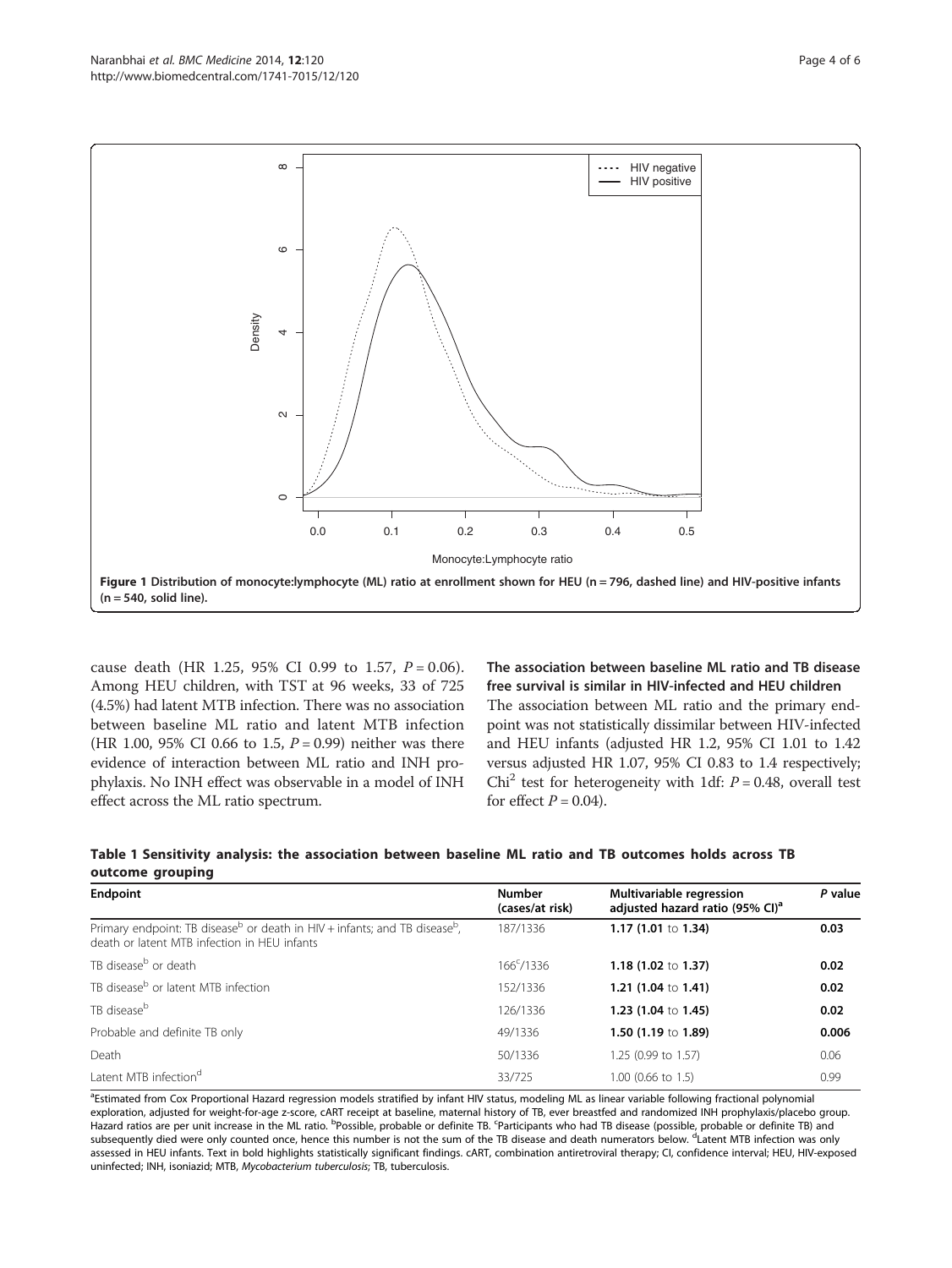HIV negative

HIV positive

Density

0

2

4

6

8

0.0

0.1

0.2

0.3

0.4

0.5

Monocyte:Lymphocyte ratio

**Figure 1 Distribution of monocyte:lymphocyte (ML) ratio at enrollment shown for HEU (n = 796, dashed line) and HIV-positive infants (n = 540, solid line).**

cause death (HR 1.25, 95% CI 0.99 to 1.57, $P = 0.06$). Among HEU children, with TST at 96 weeks, 33 of 725 (4.5%) had latent MTB infection. There was no association between baseline ML ratio and latent MTB infection (HR 1.00, 95% CI 0.66 to 1.5, $P = 0.99$) neither was there evidence of interaction between ML ratio and INH prophylaxis. No INH effect was observable in a model of INH effect across the ML ratio spectrum.

### The association between baseline ML ratio and TB disease free survival is similar in HIV-infected and HEU children

The association between ML ratio and the primary endpoint was not statistically dissimilar between HIV-infected and HEU infants (adjusted HR 1.2, 95% CI 1.01 to 1.42 versus adjusted HR 1.07, 95% CI 0.83 to 1.4 respectively; $Chi^2$ test for heterogeneity with 1df: $P = 0.48$, overall test for effect $P = 0.04$).

**Table 1 Sensitivity analysis: the association between baseline ML ratio and TB outcomes holds across TB outcome grouping**

| Endpoint | Number (cases/at risk) | Multivariable regression adjusted hazard ratio (95% CI)[a] | *P* value |
|---|---|---|---|
| Primary endpoint: TB disease[b] or death in HIV + infants; and TB disease[b], death or latent MTB infection in HEU infants | 187/1336 | **1.17 (1.01 to 1.34)** | **0.03** |
| TB disease[b] or death | 166[c]/1336 | **1.18 (1.02 to 1.37)** | **0.02** |
| TB disease[b] or latent MTB infection | 152/1336 | **1.21 (1.04 to 1.41)** | **0.02** |
| TB disease[b] | 126/1336 | **1.23 (1.04 to 1.45)** | **0.02** |
| Probable and definite TB only | 49/1336 | **1.50 (1.19 to 1.89)** | **0.006** |
| Death | 50/1336 | 1.25 (0.99 to 1.57) | 0.06 |
| Latent MTB infection[d] | 33/725 | 1.00 (0.66 to 1.5) | 0.99 |

[a]Estimated from Cox Proportional Hazard regression models stratified by infant HIV status, modeling ML as linear variable following fractional polynomial exploration, adjusted for weight-for-age z-score, cART receipt at baseline, maternal history of TB, ever breastfed and randomized INH prophylaxis/placebo group. Hazard ratios are per unit increase in the ML ratio. [b]Possible, probable or definite TB. [c]Participants who had TB disease (possible, probable or definite TB) and subsequently died were only counted once, hence this number is not the sum of the TB disease and death numerators below. [d]Latent MTB infection was only assessed in HEU infants. Text in bold highlights statistically significant findings. cART, combination antiretroviral therapy; CI, confidence interval; HEU, HIV-exposed uninfected; INH, isoniazid; MTB, *Mycobacterium tuberculosis*; TB, tuberculosis.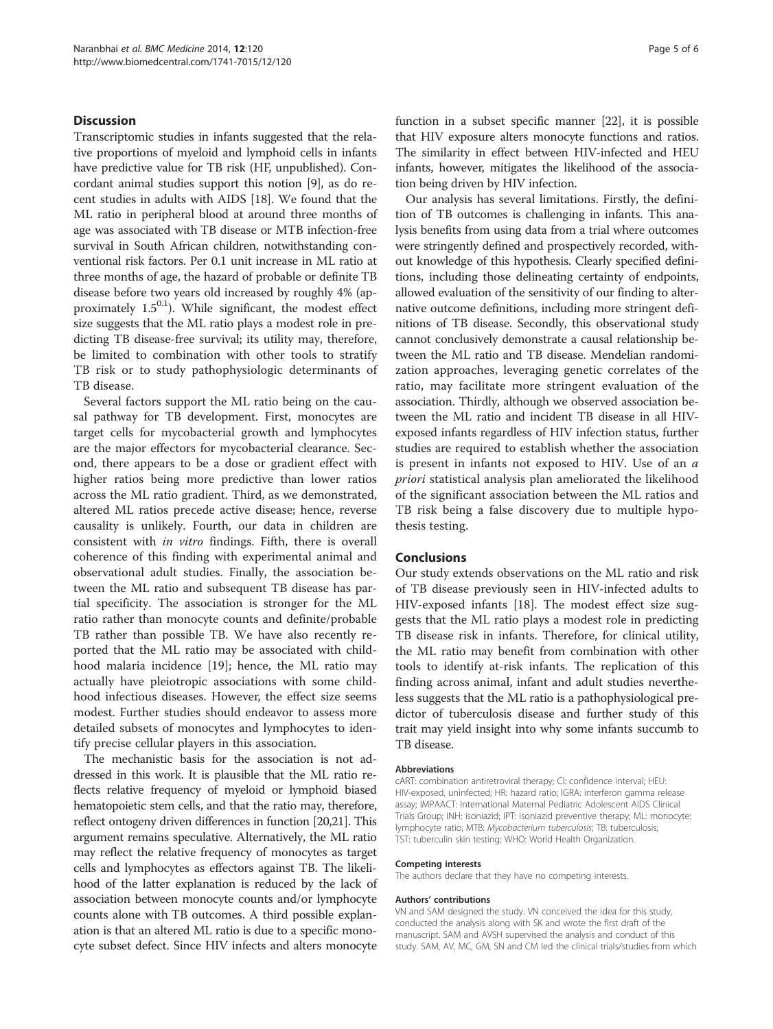## Discussion

Transcriptomic studies in infants suggested that the relative proportions of myeloid and lymphoid cells in infants have predictive value for TB risk (HF, unpublished). Concordant animal studies support this notion [9], as do recent studies in adults with AIDS [18]. We found that the ML ratio in peripheral blood at around three months of age was associated with TB disease or MTB infection-free survival in South African children, notwithstanding conventional risk factors. Per 0.1 unit increase in ML ratio at three months of age, the hazard of probable or definite TB disease before two years old increased by roughly 4% (approximately $1.5^{0.1}$). While significant, the modest effect size suggests that the ML ratio plays a modest role in predicting TB disease-free survival; its utility may, therefore, be limited to combination with other tools to stratify TB risk or to study pathophysiologic determinants of TB disease.

Several factors support the ML ratio being on the causal pathway for TB development. First, monocytes are target cells for mycobacterial growth and lymphocytes are the major effectors for mycobacterial clearance. Second, there appears to be a dose or gradient effect with higher ratios being more predictive than lower ratios across the ML ratio gradient. Third, as we demonstrated, altered ML ratios precede active disease; hence, reverse causality is unlikely. Fourth, our data in children are consistent with *in vitro* findings. Fifth, there is overall coherence of this finding with experimental animal and observational adult studies. Finally, the association between the ML ratio and subsequent TB disease has partial specificity. The association is stronger for the ML ratio rather than monocyte counts and definite/probable TB rather than possible TB. We have also recently reported that the ML ratio may be associated with childhood malaria incidence [19]; hence, the ML ratio may actually have pleiotropic associations with some childhood infectious diseases. However, the effect size seems modest. Further studies should endeavor to assess more detailed subsets of monocytes and lymphocytes to identify precise cellular players in this association.

The mechanistic basis for the association is not addressed in this work. It is plausible that the ML ratio reflects relative frequency of myeloid or lymphoid biased hematopoietic stem cells, and that the ratio may, therefore, reflect ontogeny driven differences in function [20,21]. This argument remains speculative. Alternatively, the ML ratio may reflect the relative frequency of monocytes as target cells and lymphocytes as effectors against TB. The likelihood of the latter explanation is reduced by the lack of association between monocyte counts and/or lymphocyte counts alone with TB outcomes. A third possible explanation is that an altered ML ratio is due to a specific monocyte subset defect. Since HIV infects and alters monocyte function in a subset specific manner [22], it is possible that HIV exposure alters monocyte functions and ratios. The similarity in effect between HIV-infected and HEU infants, however, mitigates the likelihood of the association being driven by HIV infection.

Our analysis has several limitations. Firstly, the definition of TB outcomes is challenging in infants. This analysis benefits from using data from a trial where outcomes were stringently defined and prospectively recorded, without knowledge of this hypothesis. Clearly specified definitions, including those delineating certainty of endpoints, allowed evaluation of the sensitivity of our finding to alternative outcome definitions, including more stringent definitions of TB disease. Secondly, this observational study cannot conclusively demonstrate a causal relationship between the ML ratio and TB disease. Mendelian randomization approaches, leveraging genetic correlates of the ratio, may facilitate more stringent evaluation of the association. Thirdly, although we observed association between the ML ratio and incident TB disease in all HIV-exposed infants regardless of HIV infection status, further studies are required to establish whether the association is present in infants not exposed to HIV. Use of an *a priori* statistical analysis plan ameliorated the likelihood of the significant association between the ML ratios and TB risk being a false discovery due to multiple hypothesis testing.

## Conclusions

Our study extends observations on the ML ratio and risk of TB disease previously seen in HIV-infected adults to HIV-exposed infants [18]. The modest effect size suggests that the ML ratio plays a modest role in predicting TB disease risk in infants. Therefore, for clinical utility, the ML ratio may benefit from combination with other tools to identify at-risk infants. The replication of this finding across animal, infant and adult studies nevertheless suggests that the ML ratio is a pathophysiological predictor of tuberculosis disease and further study of this trait may yield insight into why some infants succumb to TB disease.

#### Abbreviations

cART: combination antiretroviral therapy; CI: confidence interval; HEU: HIV-exposed, uninfected; HR: hazard ratio; IGRA: interferon gamma release assay; IMPAACT: International Maternal Pediatric Adolescent AIDS Clinical Trials Group; INH: isoniazid; IPT: isoniazid preventive therapy; ML: monocyte: lymphocyte ratio; MTB: *Mycobacterium tuberculosis*; TB: tuberculosis; TST: tuberculin skin testing; WHO: World Health Organization.

#### Competing interests

The authors declare that they have no competing interests.

#### Authors' contributions

VN and SAM designed the study. VN conceived the idea for this study, conducted the analysis along with SK and wrote the first draft of the manuscript. SAM and AVSH supervised the analysis and conduct of this study. SAM, AV, MC, GM, SN and CM led the clinical trials/studies from which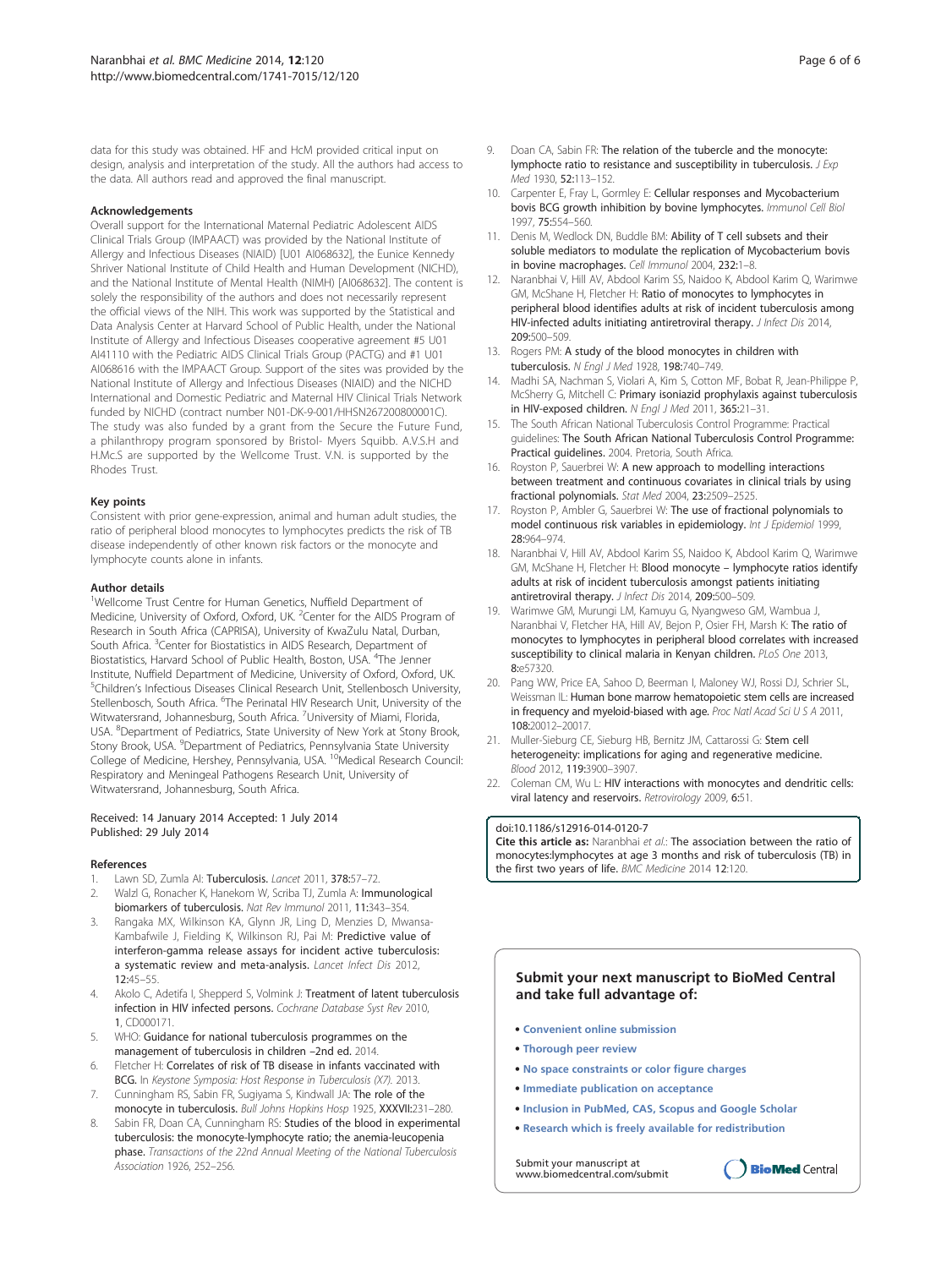data for this study was obtained. HF and HcM provided critical input on design, analysis and interpretation of the study. All the authors had access to the data. All authors read and approved the final manuscript.

#### Acknowledgements

Overall support for the International Maternal Pediatric Adolescent AIDS Clinical Trials Group (IMPAACT) was provided by the National Institute of Allergy and Infectious Diseases (NIAID) [U01 AI068632], the Eunice Kennedy Shriver National Institute of Child Health and Human Development (NICHD), and the National Institute of Mental Health (NIMH) [AI068632]. The content is solely the responsibility of the authors and does not necessarily represent the official views of the NIH. This work was supported by the Statistical and Data Analysis Center at Harvard School of Public Health, under the National Institute of Allergy and Infectious Diseases cooperative agreement #5 U01 AI41110 with the Pediatric AIDS Clinical Trials Group (PACTG) and #1 U01 AI068616 with the IMPAACT Group. Support of the sites was provided by the National Institute of Allergy and Infectious Diseases (NIAID) and the NICHD International and Domestic Pediatric and Maternal HIV Clinical Trials Network funded by NICHD (contract number N01-DK-9-001/HHSN267200800001C). The study was also funded by a grant from the Secure the Future Fund, a philanthropy program sponsored by Bristol- Myers Squibb. A.V.S.H and H.Mc.S are supported by the Wellcome Trust. V.N. is supported by the Rhodes Trust.

#### Key points

Consistent with prior gene-expression, animal and human adult studies, the ratio of peripheral blood monocytes to lymphocytes predicts the risk of TB disease independently of other known risk factors or the monocyte and lymphocyte counts alone in infants.

#### Author details

[1]Wellcome Trust Centre for Human Genetics, Nuffield Department of Medicine, University of Oxford, Oxford, UK. [2]Center for the AIDS Program of Research in South Africa (CAPRISA), University of KwaZulu Natal, Durban, South Africa. [3]Center for Biostatistics in AIDS Research, Department of Biostatistics, Harvard School of Public Health, Boston, USA. [4]The Jenner Institute, Nuffield Department of Medicine, University of Oxford, Oxford, UK. [5]Children's Infectious Diseases Clinical Research Unit, Stellenbosch University, Stellenbosch, South Africa. [6]The Perinatal HIV Research Unit, University of the Witwatersrand, Johannesburg, South Africa. [7]University of Miami, Florida, USA. [8]Department of Pediatrics, State University of New York at Stony Brook, Stony Brook, USA. [9]Department of Pediatrics, Pennsylvania State University College of Medicine, Hershey, Pennsylvania, USA. [10]Medical Research Council: Respiratory and Meningeal Pathogens Research Unit, University of Witwatersrand, Johannesburg, South Africa.

Received: 14 January 2014 Accepted: 1 July 2014
Published: 29 July 2014

#### References

1. Lawn SD, Zumla AI: **Tuberculosis.** *Lancet* 2011, **378:**57–72.
2. Walzl G, Ronacher K, Hanekom W, Scriba TJ, Zumla A: **Immunological biomarkers of tuberculosis.** *Nat Rev Immunol* 2011, **11:**343–354.
3. Rangaka MX, Wilkinson KA, Glynn JR, Ling D, Menzies D, Mwansa-Kambafwile J, Fielding K, Wilkinson RJ, Pai M: **Predictive value of interferon-gamma release assays for incident active tuberculosis: a systematic review and meta-analysis.** *Lancet Infect Dis* 2012, **12:**45–55.
4. Akolo C, Adetifa I, Shepperd S, Volmink J: **Treatment of latent tuberculosis infection in HIV infected persons.** *Cochrane Database Syst Rev* 2010, **1**, CD000171.
5. WHO: **Guidance for national tuberculosis programmes on the management of tuberculosis in children –2nd ed.** 2014.
6. Fletcher H: **Correlates of risk of TB disease in infants vaccinated with BCG.** In *Keystone Symposia: Host Response in Tuberculosis (X7).* 2013.
7. Cunningham RS, Sabin FR, Sugiyama S, Kindwall JA: **The role of the monocyte in tuberculosis.** *Bull Johns Hopkins Hosp* 1925, **XXXVII:**231–280.
8. Sabin FR, Doan CA, Cunningham RS: **Studies of the blood in experimental tuberculosis: the monocyte-lymphocyte ratio; the anemia-leucopenia phase.** *Transactions of the 22nd Annual Meeting of the National Tuberculosis Association* 1926, 252–256.
9. Doan CA, Sabin FR: **The relation of the tubercle and the monocyte: lymphocte ratio to resistance and susceptibility in tuberculosis.** *J Exp Med* 1930, **52:**113–152.
10. Carpenter E, Fray L, Gormley E: **Cellular responses and Mycobacterium bovis BCG growth inhibition by bovine lymphocytes.** *Immunol Cell Biol* 1997, **75:**554–560.
11. Denis M, Wedlock DN, Buddle BM: **Ability of T cell subsets and their soluble mediators to modulate the replication of Mycobacterium bovis in bovine macrophages.** *Cell Immunol* 2004, **232:**1–8.
12. Naranbhai V, Hill AV, Abdool Karim SS, Naidoo K, Abdool Karim Q, Warimwe GM, McShane H, Fletcher H: **Ratio of monocytes to lymphocytes in peripheral blood identifies adults at risk of incident tuberculosis among HIV-infected adults initiating antiretroviral therapy.** *J Infect Dis* 2014, **209:**500–509.
13. Rogers PM: **A study of the blood monocytes in children with tuberculosis.** *N Engl J Med* 1928, **198:**740–749.
14. Madhi SA, Nachman S, Violari A, Kim S, Cotton MF, Bobat R, Jean-Philippe P, McSherry G, Mitchell C: **Primary isoniazid prophylaxis against tuberculosis in HIV-exposed children.** *N Engl J Med* 2011, **365:**21–31.
15. The South African National Tuberculosis Control Programme: Practical guidelines: **The South African National Tuberculosis Control Programme: Practical guidelines.** 2004. Pretoria, South Africa.
16. Royston P, Sauerbrei W: **A new approach to modelling interactions between treatment and continuous covariates in clinical trials by using fractional polynomials.** *Stat Med* 2004, **23:**2509–2525.
17. Royston P, Ambler G, Sauerbrei W: **The use of fractional polynomials to model continuous risk variables in epidemiology.** *Int J Epidemiol* 1999, **28:**964–974.
18. Naranbhai V, Hill AV, Abdool Karim SS, Naidoo K, Abdool Karim Q, Warimwe GM, McShane H, Fletcher H: **Blood monocyte – lymphocyte ratios identify adults at risk of incident tuberculosis amongst patients initiating antiretroviral therapy.** *J Infect Dis* 2014, **209:**500–509.
19. Warimwe GM, Murungi LM, Kamuyu G, Nyangweso GM, Wambua J, Naranbhai V, Fletcher HA, Hill AV, Bejon P, Osier FH, Marsh K: **The ratio of monocytes to lymphocytes in peripheral blood correlates with increased susceptibility to clinical malaria in Kenyan children.** *PLoS One* 2013, **8:**e57320.
20. Pang WW, Price EA, Sahoo D, Beerman I, Maloney WJ, Rossi DJ, Schrier SL, Weissman IL: **Human bone marrow hematopoietic stem cells are increased in frequency and myeloid-biased with age.** *Proc Natl Acad Sci U S A* 2011, **108:**20012–20017.
21. Muller-Sieburg CE, Sieburg HB, Bernitz JM, Cattarossi G: **Stem cell heterogeneity: implications for aging and regenerative medicine.** *Blood* 2012, **119:**3900–3907.
22. Coleman CM, Wu L: **HIV interactions with monocytes and dendritic cells: viral latency and reservoirs.** *Retrovirology* 2009, **6:**51.

doi:10.1186/s12916-014-0120-7
**Cite this article as:** Naranbhai *et al.*: The association between the ratio of monocytes:lymphocytes at age 3 months and risk of tuberculosis (TB) in the first two years of life. *BMC Medicine* 2014 **12**:120.

**Submit your next manuscript to BioMed Central and take full advantage of:**

- **Convenient online submission**
- **Thorough peer review**
- **No space constraints or color figure charges**
- **Immediate publication on acceptance**
- **Inclusion in PubMed, CAS, Scopus and Google Scholar**
- **Research which is freely available for redistribution**

Submit your manuscript at
www.biomedcentral.com/submit

BioMed Central